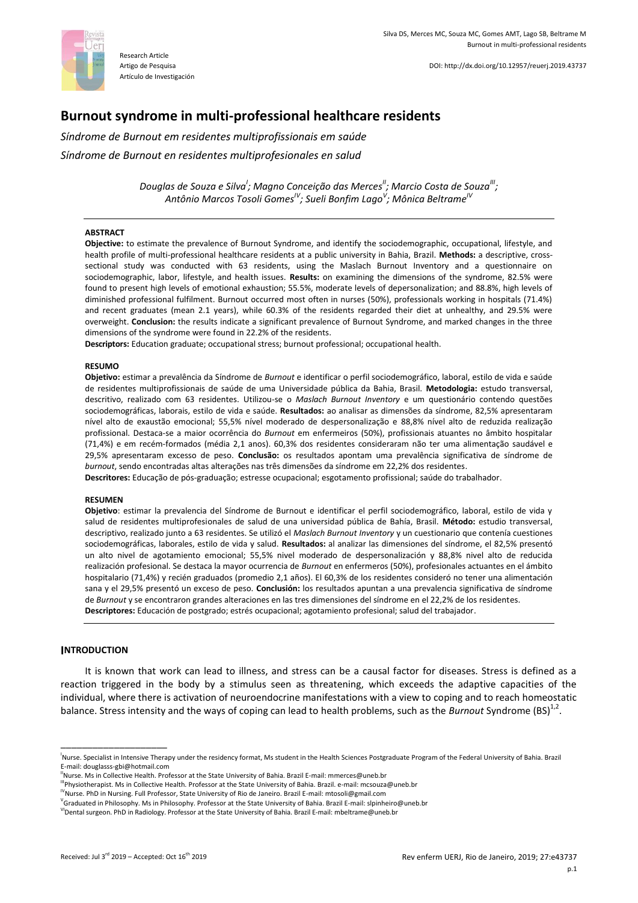Research Article
Artigo de Pesquisa
Artículo de Investigación

DOI: http://dx.doi.org/10.12957/reuerj.2019.43737

# Burnout syndrome in multi-professional healthcare residents

*Síndrome de Burnout em residentes multiprofissionais em saúde*

*Síndrome de Burnout en residentes multiprofesionales en salud*

*Douglas de Souza e Silva[I]; Magno Conceição das Merces[II]; Marcio Costa de Souza[III]; Antônio Marcos Tosoli Gomes[IV]; Sueli Bonfim Lago[V]; Mônica Beltrame[IV]*

---

### ABSTRACT

**Objective:** to estimate the prevalence of Burnout Syndrome, and identify the sociodemographic, occupational, lifestyle, and health profile of multi-professional healthcare residents at a public university in Bahia, Brazil. **Methods:** a descriptive, cross-sectional study was conducted with 63 residents, using the Maslach Burnout Inventory and a questionnaire on sociodemographic, labor, lifestyle, and health issues. **Results:** on examining the dimensions of the syndrome, 82.5% were found to present high levels of emotional exhaustion; 55.5%, moderate levels of depersonalization; and 88.8%, high levels of diminished professional fulfilment. Burnout occurred most often in nurses (50%), professionals working in hospitals (71.4%) and recent graduates (mean 2.1 years), while 60.3% of the residents regarded their diet at unhealthy, and 29.5% were overweight. **Conclusion:** the results indicate a significant prevalence of Burnout Syndrome, and marked changes in the three dimensions of the syndrome were found in 22.2% of the residents.

**Descriptors:** Education graduate; occupational stress; burnout professional; occupational health.

### RESUMO

**Objetivo:** estimar a prevalência da Síndrome de *Burnout* e identificar o perfil sociodemográfico, laboral, estilo de vida e saúde de residentes multiprofissionais de saúde de uma Universidade pública da Bahia, Brasil. **Metodologia:** estudo transversal, descritivo, realizado com 63 residentes. Utilizou-se o *Maslach Burnout Inventory* e um questionário contendo questões sociodemográficas, laborais, estilo de vida e saúde. **Resultados:** ao analisar as dimensões da síndrome, 82,5% apresentaram nível alto de exaustão emocional; 55,5% nível moderado de despersonalização e 88,8% nível alto de reduzida realização profissional. Destaca-se a maior ocorrência do *Burnout* em enfermeiros (50%), profissionais atuantes no âmbito hospitalar (71,4%) e em recém-formados (média 2,1 anos). 60,3% dos residentes consideraram não ter uma alimentação saudável e 29,5% apresentaram excesso de peso. **Conclusão:** os resultados apontam uma prevalência significativa de síndrome de *burnout*, sendo encontradas altas alterações nas três dimensões da síndrome em 22,2% dos residentes.

**Descritores:** Educação de pós-graduação; estresse ocupacional; esgotamento profissional; saúde do trabalhador.

### RESUMEN

**Objetivo**: estimar la prevalencia del Síndrome de Burnout e identificar el perfil sociodemográfico, laboral, estilo de vida y salud de residentes multiprofesionales de salud de una universidad pública de Bahía, Brasil. **Método:** estudio transversal, descriptivo, realizado junto a 63 residentes. Se utilizó el *Maslach Burnout Inventory* y un cuestionario que contenía cuestiones sociodemográficas, laborales, estilo de vida y salud. **Resultados:** al analizar las dimensiones del síndrome, el 82,5% presentó un alto nivel de agotamiento emocional; 55,5% nivel moderado de despersonalización y 88,8% nivel alto de reducida realización profesional. Se destaca la mayor ocurrencia de *Burnout* en enfermeros (50%), profesionales actuantes en el ámbito hospitalario (71,4%) y recién graduados (promedio 2,1 años). El 60,3% de los residentes consideró no tener una alimentación sana y el 29,5% presentó un exceso de peso. **Conclusión:** los resultados apuntan a una prevalencia significativa de síndrome de *Burnout* y se encontraron grandes alteraciones en las tres dimensiones del síndrome en el 22,2% de los residentes.

**Descriptores:** Educación de postgrado; estrés ocupacional; agotamiento profesional; salud del trabajador.

---

## INTRODUCTION

It is known that work can lead to illness, and stress can be a causal factor for diseases. Stress is defined as a reaction triggered in the body by a stimulus seen as threatening, which exceeds the adaptive capacities of the individual, where there is activation of neuroendocrine manifestations with a view to coping and to reach homeostatic balance. Stress intensity and the ways of coping can lead to health problems, such as the *Burnout* Syndrome (BS)[1,2].

---

[I]Nurse. Specialist in Intensive Therapy under the residency format, Ms student in the Health Sciences Postgraduate Program of the Federal University of Bahia. Brazil E-mail: douglasss-gbi@hotmail.com

[II]Nurse. Ms in Collective Health. Professor at the State University of Bahia. Brazil E-mail: mmerces@uneb.br

[III]Physiotherapist. Ms in Collective Health. Professor at the State University of Bahia. Brazil. e-mail: mcsouza@uneb.br

[IV]Nurse. PhD in Nursing. Full Professor, State University of Rio de Janeiro. Brazil E-mail: mtosoli@gmail.com

[V]Graduated in Philosophy. Ms in Philosophy. Professor at the State University of Bahia. Brazil E-mail: slpinheiro@uneb.br

[VI]Dental surgeon. PhD in Radiology. Professor at the State University of Bahia. Brazil E-mail: mbeltrame@uneb.br

Received: Jul 3rd 2019 – Accepted: Oct 16th 2019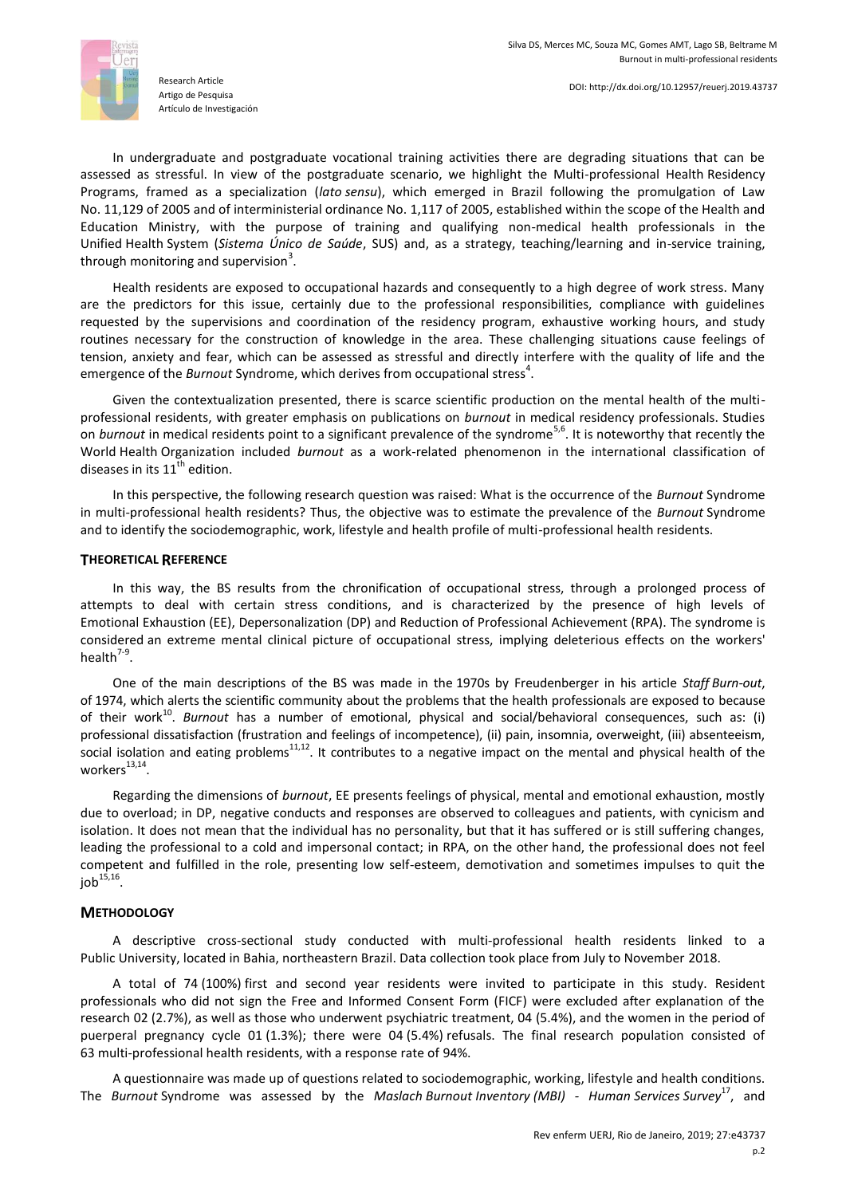In undergraduate and postgraduate vocational training activities there are degrading situations that can be assessed as stressful. In view of the postgraduate scenario, we highlight the Multi-professional Health Residency Programs, framed as a specialization (*lato sensu*), which emerged in Brazil following the promulgation of Law No. 11,129 of 2005 and of interministerial ordinance No. 1,117 of 2005, established within the scope of the Health and Education Ministry, with the purpose of training and qualifying non-medical health professionals in the Unified Health System (*Sistema Único de Saúde*, SUS) and, as a strategy, teaching/learning and in-service training, through monitoring and supervision[3].

Health residents are exposed to occupational hazards and consequently to a high degree of work stress. Many are the predictors for this issue, certainly due to the professional responsibilities, compliance with guidelines requested by the supervisions and coordination of the residency program, exhaustive working hours, and study routines necessary for the construction of knowledge in the area. These challenging situations cause feelings of tension, anxiety and fear, which can be assessed as stressful and directly interfere with the quality of life and the emergence of the *Burnout* Syndrome, which derives from occupational stress[4].

Given the contextualization presented, there is scarce scientific production on the mental health of the multi-professional residents, with greater emphasis on publications on *burnout* in medical residency professionals. Studies on *burnout* in medical residents point to a significant prevalence of the syndrome[5,6]. It is noteworthy that recently the World Health Organization included *burnout* as a work-related phenomenon in the international classification of diseases in its 11th edition.

In this perspective, the following research question was raised: What is the occurrence of the *Burnout* Syndrome in multi-professional health residents? Thus, the objective was to estimate the prevalence of the *Burnout* Syndrome and to identify the sociodemographic, work, lifestyle and health profile of multi-professional health residents.

## THEORETICAL REFERENCE

In this way, the BS results from the chronification of occupational stress, through a prolonged process of attempts to deal with certain stress conditions, and is characterized by the presence of high levels of Emotional Exhaustion (EE), Depersonalization (DP) and Reduction of Professional Achievement (RPA). The syndrome is considered an extreme mental clinical picture of occupational stress, implying deleterious effects on the workers' health[7-9].

One of the main descriptions of the BS was made in the 1970s by Freudenberger in his article *Staff Burn-out*, of 1974, which alerts the scientific community about the problems that the health professionals are exposed to because of their work[10]. *Burnout* has a number of emotional, physical and social/behavioral consequences, such as: (i) professional dissatisfaction (frustration and feelings of incompetence), (ii) pain, insomnia, overweight, (iii) absenteeism, social isolation and eating problems[11,12]. It contributes to a negative impact on the mental and physical health of the workers[13,14].

Regarding the dimensions of *burnout*, EE presents feelings of physical, mental and emotional exhaustion, mostly due to overload; in DP, negative conducts and responses are observed to colleagues and patients, with cynicism and isolation. It does not mean that the individual has no personality, but that it has suffered or is still suffering changes, leading the professional to a cold and impersonal contact; in RPA, on the other hand, the professional does not feel competent and fulfilled in the role, presenting low self-esteem, demotivation and sometimes impulses to quit the job[15,16].

## METHODOLOGY

A descriptive cross-sectional study conducted with multi-professional health residents linked to a Public University, located in Bahia, northeastern Brazil. Data collection took place from July to November 2018.

A total of 74 (100%) first and second year residents were invited to participate in this study. Resident professionals who did not sign the Free and Informed Consent Form (FICF) were excluded after explanation of the research 02 (2.7%), as well as those who underwent psychiatric treatment, 04 (5.4%), and the women in the period of puerperal pregnancy cycle 01 (1.3%); there were 04 (5.4%) refusals. The final research population consisted of 63 multi-professional health residents, with a response rate of 94%.

A questionnaire was made up of questions related to sociodemographic, working, lifestyle and health conditions. The *Burnout* Syndrome was assessed by the *Maslach Burnout Inventory (MBI) - Human Services Survey*[17], and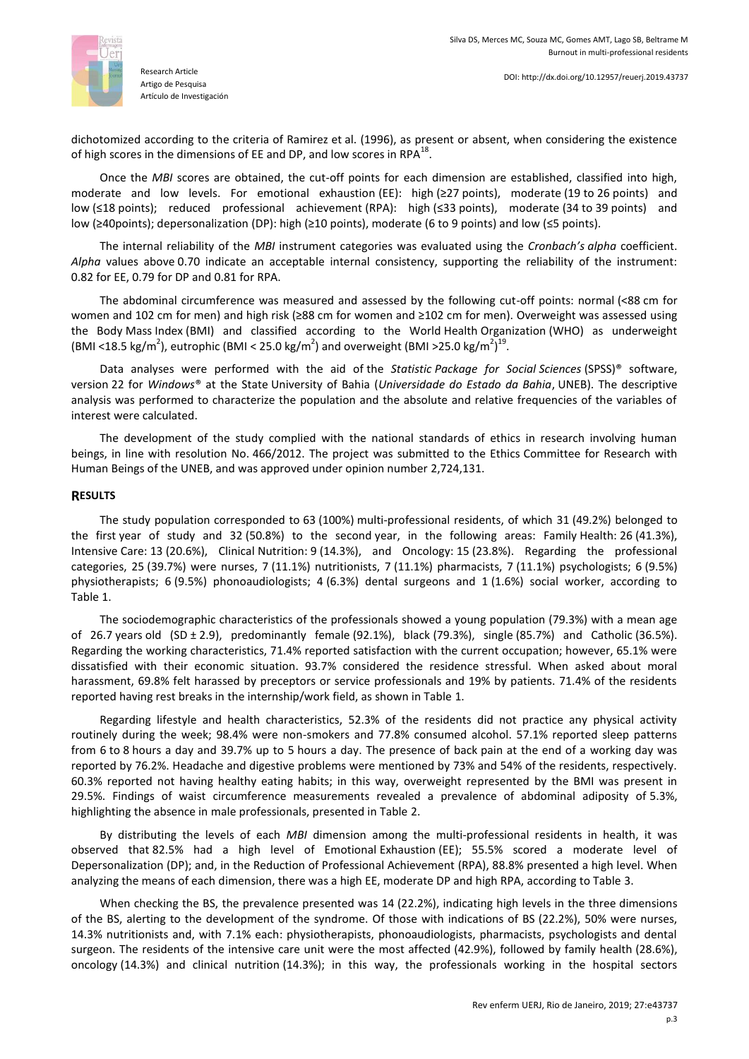dichotomized according to the criteria of Ramirez et al. (1996), as present or absent, when considering the existence of high scores in the dimensions of EE and DP, and low scores in RPA[18].

Once the *MBI* scores are obtained, the cut-off points for each dimension are established, classified into high, moderate and low levels. For emotional exhaustion (EE): high (≥27 points), moderate (19 to 26 points) and low (≤18 points); reduced professional achievement (RPA): high (≤33 points), moderate (34 to 39 points) and low (≥40points); depersonalization (DP): high (≥10 points), moderate (6 to 9 points) and low (≤5 points).

The internal reliability of the *MBI* instrument categories was evaluated using the *Cronbach's alpha* coefficient. *Alpha* values above 0.70 indicate an acceptable internal consistency, supporting the reliability of the instrument: 0.82 for EE, 0.79 for DP and 0.81 for RPA.

The abdominal circumference was measured and assessed by the following cut-off points: normal (<88 cm for women and 102 cm for men) and high risk (≥88 cm for women and ≥102 cm for men). Overweight was assessed using the Body Mass Index (BMI) and classified according to the World Health Organization (WHO) as underweight (BMI <18.5 kg/m$^2$), eutrophic (BMI < 25.0 kg/m$^2$) and overweight (BMI >25.0 kg/m$^2$)[19].

Data analyses were performed with the aid of the *Statistic Package for Social Sciences* (SPSS)® software, version 22 for *Windows*® at the State University of Bahia (*Universidade do Estado da Bahia*, UNEB). The descriptive analysis was performed to characterize the population and the absolute and relative frequencies of the variables of interest were calculated.

The development of the study complied with the national standards of ethics in research involving human beings, in line with resolution No. 466/2012. The project was submitted to the Ethics Committee for Research with Human Beings of the UNEB, and was approved under opinion number 2,724,131.

## RESULTS

The study population corresponded to 63 (100%) multi-professional residents, of which 31 (49.2%) belonged to the first year of study and 32 (50.8%) to the second year, in the following areas: Family Health: 26 (41.3%), Intensive Care: 13 (20.6%), Clinical Nutrition: 9 (14.3%), and Oncology: 15 (23.8%). Regarding the professional categories, 25 (39.7%) were nurses, 7 (11.1%) nutritionists, 7 (11.1%) pharmacists, 7 (11.1%) psychologists; 6 (9.5%) physiotherapists; 6 (9.5%) phonoaudiologists; 4 (6.3%) dental surgeons and 1 (1.6%) social worker, according to Table 1.

The sociodemographic characteristics of the professionals showed a young population (79.3%) with a mean age of 26.7 years old (SD ± 2.9), predominantly female (92.1%), black (79.3%), single (85.7%) and Catholic (36.5%). Regarding the working characteristics, 71.4% reported satisfaction with the current occupation; however, 65.1% were dissatisfied with their economic situation. 93.7% considered the residence stressful. When asked about moral harassment, 69.8% felt harassed by preceptors or service professionals and 19% by patients. 71.4% of the residents reported having rest breaks in the internship/work field, as shown in Table 1.

Regarding lifestyle and health characteristics, 52.3% of the residents did not practice any physical activity routinely during the week; 98.4% were non-smokers and 77.8% consumed alcohol. 57.1% reported sleep patterns from 6 to 8 hours a day and 39.7% up to 5 hours a day. The presence of back pain at the end of a working day was reported by 76.2%. Headache and digestive problems were mentioned by 73% and 54% of the residents, respectively. 60.3% reported not having healthy eating habits; in this way, overweight represented by the BMI was present in 29.5%. Findings of waist circumference measurements revealed a prevalence of abdominal adiposity of 5.3%, highlighting the absence in male professionals, presented in Table 2.

By distributing the levels of each *MBI* dimension among the multi-professional residents in health, it was observed that 82.5% had a high level of Emotional Exhaustion (EE); 55.5% scored a moderate level of Depersonalization (DP); and, in the Reduction of Professional Achievement (RPA), 88.8% presented a high level. When analyzing the means of each dimension, there was a high EE, moderate DP and high RPA, according to Table 3.

When checking the BS, the prevalence presented was 14 (22.2%), indicating high levels in the three dimensions of the BS, alerting to the development of the syndrome. Of those with indications of BS (22.2%), 50% were nurses, 14.3% nutritionists and, with 7.1% each: physiotherapists, phonoaudiologists, pharmacists, psychologists and dental surgeon. The residents of the intensive care unit were the most affected (42.9%), followed by family health (28.6%), oncology (14.3%) and clinical nutrition (14.3%); in this way, the professionals working in the hospital sectors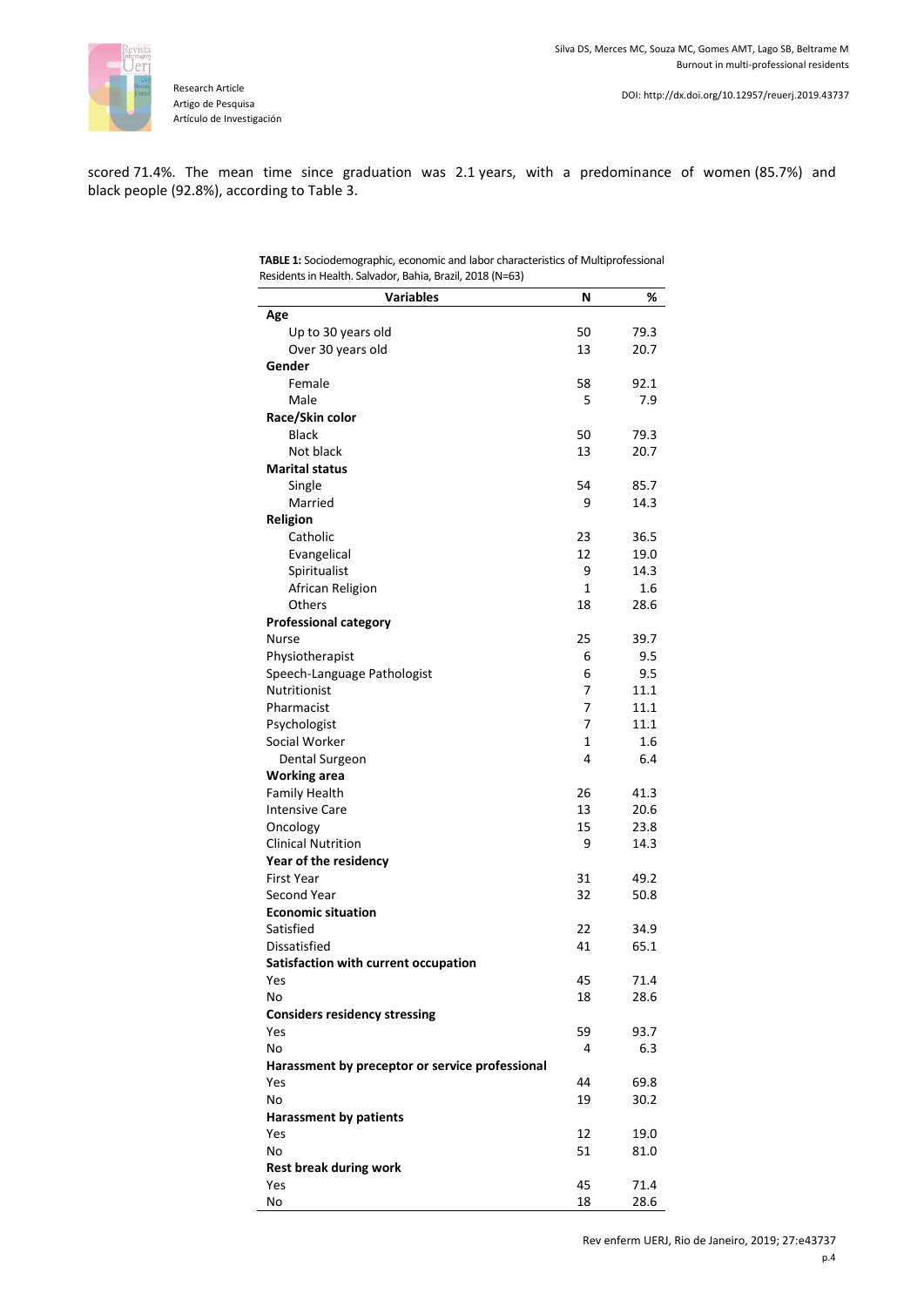scored 71.4%. The mean time since graduation was 2.1 years, with a predominance of women (85.7%) and black people (92.8%), according to Table 3.

**TABLE 1:** Sociodemographic, economic and labor characteristics of Multiprofessional Residents in Health. Salvador, Bahia, Brazil, 2018 (N=63)

| Variables | N | % |
|---|---|---|
| **Age** | | |
| Up to 30 years old | 50 | 79.3 |
| Over 30 years old | 13 | 20.7 |
| **Gender** | | |
| Female | 58 | 92.1 |
| Male | 5 | 7.9 |
| **Race/Skin color** | | |
| Black | 50 | 79.3 |
| Not black | 13 | 20.7 |
| **Marital status** | | |
| Single | 54 | 85.7 |
| Married | 9 | 14.3 |
| **Religion** | | |
| Catholic | 23 | 36.5 |
| Evangelical | 12 | 19.0 |
| Spiritualist | 9 | 14.3 |
| African Religion | 1 | 1.6 |
| Others | 18 | 28.6 |
| **Professional category** | | |
| Nurse | 25 | 39.7 |
| Physiotherapist | 6 | 9.5 |
| Speech-Language Pathologist | 6 | 9.5 |
| Nutritionist | 7 | 11.1 |
| Pharmacist | 7 | 11.1 |
| Psychologist | 7 | 11.1 |
| Social Worker | 1 | 1.6 |
| Dental Surgeon | 4 | 6.4 |
| **Working area** | | |
| Family Health | 26 | 41.3 |
| Intensive Care | 13 | 20.6 |
| Oncology | 15 | 23.8 |
| Clinical Nutrition | 9 | 14.3 |
| **Year of the residency** | | |
| First Year | 31 | 49.2 |
| Second Year | 32 | 50.8 |
| **Economic situation** | | |
| Satisfied | 22 | 34.9 |
| Dissatisfied | 41 | 65.1 |
| **Satisfaction with current occupation** | | |
| Yes | 45 | 71.4 |
| No | 18 | 28.6 |
| **Considers residency stressing** | | |
| Yes | 59 | 93.7 |
| No | 4 | 6.3 |
| **Harassment by preceptor or service professional** | | |
| Yes | 44 | 69.8 |
| No | 19 | 30.2 |
| **Harassment by patients** | | |
| Yes | 12 | 19.0 |
| No | 51 | 81.0 |
| **Rest break during work** | | |
| Yes | 45 | 71.4 |
| No | 18 | 28.6 |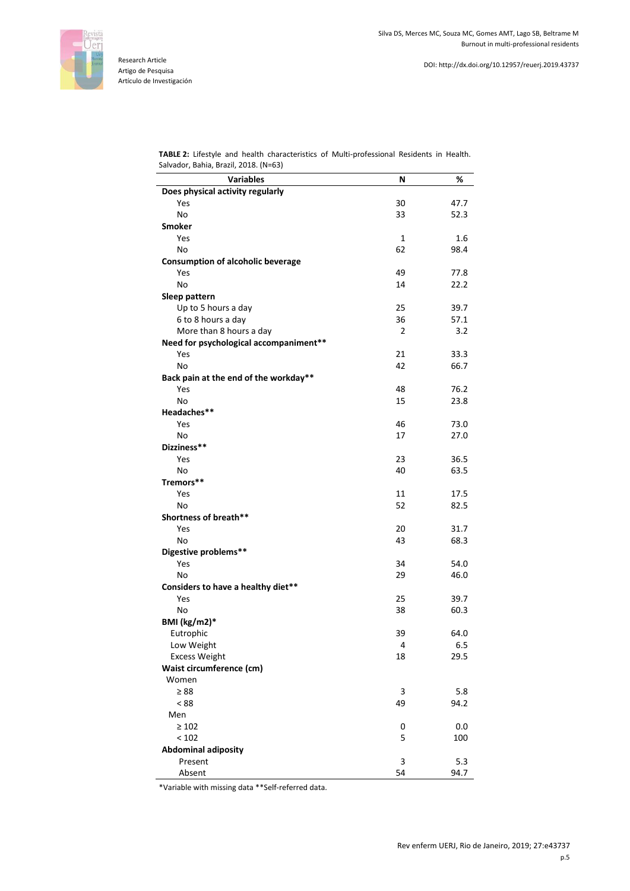**TABLE 2:** Lifestyle and health characteristics of Multi-professional Residents in Health. Salvador, Bahia, Brazil, 2018. (N=63)

| Variables | N | % |
|---|---|---|
| **Does physical activity regularly** | | |
| Yes | 30 | 47.7 |
| No | 33 | 52.3 |
| **Smoker** | | |
| Yes | 1 | 1.6 |
| No | 62 | 98.4 |
| **Consumption of alcoholic beverage** | | |
| Yes | 49 | 77.8 |
| No | 14 | 22.2 |
| **Sleep pattern** | | |
| Up to 5 hours a day | 25 | 39.7 |
| 6 to 8 hours a day | 36 | 57.1 |
| More than 8 hours a day | 2 | 3.2 |
| **Need for psychological accompaniment**** | | |
| Yes | 21 | 33.3 |
| No | 42 | 66.7 |
| **Back pain at the end of the workday**** | | |
| Yes | 48 | 76.2 |
| No | 15 | 23.8 |
| **Headaches**** | | |
| Yes | 46 | 73.0 |
| No | 17 | 27.0 |
| **Dizziness**** | | |
| Yes | 23 | 36.5 |
| No | 40 | 63.5 |
| **Tremors**** | | |
| Yes | 11 | 17.5 |
| No | 52 | 82.5 |
| **Shortness of breath**** | | |
| Yes | 20 | 31.7 |
| No | 43 | 68.3 |
| **Digestive problems**** | | |
| Yes | 34 | 54.0 |
| No | 29 | 46.0 |
| **Considers to have a healthy diet**** | | |
| Yes | 25 | 39.7 |
| No | 38 | 60.3 |
| **BMI (kg/m2)*** | | |
| Eutrophic | 39 | 64.0 |
| Low Weight | 4 | 6.5 |
| Excess Weight | 18 | 29.5 |
| **Waist circumference (cm)** | | |
| Women | | |
| ≥ 88 | 3 | 5.8 |
| < 88 | 49 | 94.2 |
| Men | | |
| ≥ 102 | 0 | 0.0 |
| < 102 | 5 | 100 |
| **Abdominal adiposity** | | |
| Present | 3 | 5.3 |
| Absent | 54 | 94.7 |

*Variable with missing data **Self-referred data.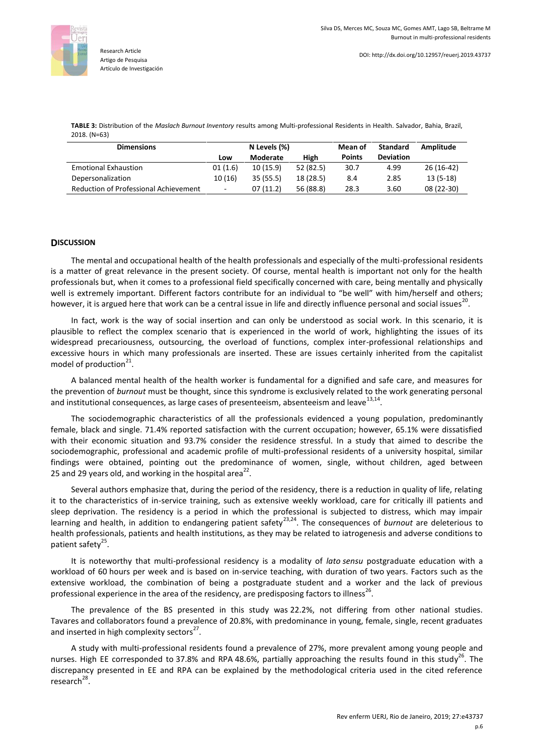**TABLE 3:** Distribution of the *Maslach Burnout Inventory* results among Multi-professional Residents in Health. Salvador, Bahia, Brazil, 2018. (N=63)

| Dimensions | N Levels (%) | | | Mean of Points | Standard Deviation | Amplitude |
|---|---|---|---|---|---|---|
| | Low | Moderate | High | | | |
| Emotional Exhaustion | 01 (1.6) | 10 (15.9) | 52 (82.5) | 30.7 | 4.99 | 26 (16-42) |
| Depersonalization | 10 (16) | 35 (55.5) | 18 (28.5) | 8.4 | 2.85 | 13 (5-18) |
| Reduction of Professional Achievement | - | 07 (11.2) | 56 (88.8) | 28.3 | 3.60 | 08 (22-30) |

## DISCUSSION

The mental and occupational health of the health professionals and especially of the multi-professional residents is a matter of great relevance in the present society. Of course, mental health is important not only for the health professionals but, when it comes to a professional field specifically concerned with care, being mentally and physically well is extremely important. Different factors contribute for an individual to "be well" with him/herself and others; however, it is argued here that work can be a central issue in life and directly influence personal and social issues[20].

In fact, work is the way of social insertion and can only be understood as social work. In this scenario, it is plausible to reflect the complex scenario that is experienced in the world of work, highlighting the issues of its widespread precariousness, outsourcing, the overload of functions, complex inter-professional relationships and excessive hours in which many professionals are inserted. These are issues certainly inherited from the capitalist model of production[21].

A balanced mental health of the health worker is fundamental for a dignified and safe care, and measures for the prevention of *burnout* must be thought, since this syndrome is exclusively related to the work generating personal and institutional consequences, as large cases of presenteeism, absenteeism and leave[13,14].

The sociodemographic characteristics of all the professionals evidenced a young population, predominantly female, black and single. 71.4% reported satisfaction with the current occupation; however, 65.1% were dissatisfied with their economic situation and 93.7% consider the residence stressful. In a study that aimed to describe the sociodemographic, professional and academic profile of multi-professional residents of a university hospital, similar findings were obtained, pointing out the predominance of women, single, without children, aged between 25 and 29 years old, and working in the hospital area[22].

Several authors emphasize that, during the period of the residency, there is a reduction in quality of life, relating it to the characteristics of in-service training, such as extensive weekly workload, care for critically ill patients and sleep deprivation. The residency is a period in which the professional is subjected to distress, which may impair learning and health, in addition to endangering patient safety[23,24]. The consequences of *burnout* are deleterious to health professionals, patients and health institutions, as they may be related to iatrogenesis and adverse conditions to patient safety[25].

It is noteworthy that multi-professional residency is a modality of *lato sensu* postgraduate education with a workload of 60 hours per week and is based on in-service teaching, with duration of two years. Factors such as the extensive workload, the combination of being a postgraduate student and a worker and the lack of previous professional experience in the area of the residency, are predisposing factors to illness[26].

The prevalence of the BS presented in this study was 22.2%, not differing from other national studies. Tavares and collaborators found a prevalence of 20.8%, with predominance in young, female, single, recent graduates and inserted in high complexity sectors[27].

A study with multi-professional residents found a prevalence of 27%, more prevalent among young people and nurses. High EE corresponded to 37.8% and RPA 48.6%, partially approaching the results found in this study[26]. The discrepancy presented in EE and RPA can be explained by the methodological criteria used in the cited reference research[28].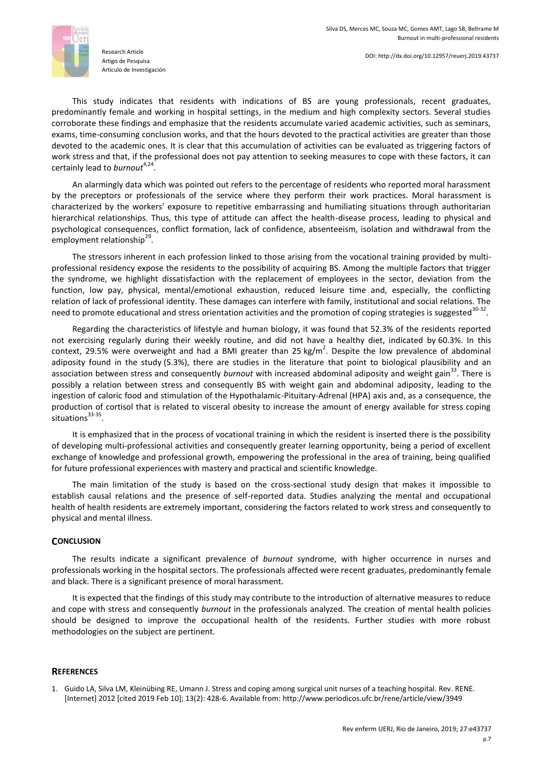This study indicates that residents with indications of BS are young professionals, recent graduates, predominantly female and working in hospital settings, in the medium and high complexity sectors. Several studies corroborate these findings and emphasize that the residents accumulate varied academic activities, such as seminars, exams, time-consuming conclusion works, and that the hours devoted to the practical activities are greater than those devoted to the academic ones. It is clear that this accumulation of activities can be evaluated as triggering factors of work stress and that, if the professional does not pay attention to seeking measures to cope with these factors, it can certainly lead to *burnout*[4,24].

An alarmingly data which was pointed out refers to the percentage of residents who reported moral harassment by the preceptors or professionals of the service where they perform their work practices. Moral harassment is characterized by the workers' exposure to repetitive embarrassing and humiliating situations through authoritarian hierarchical relationships. Thus, this type of attitude can affect the health-disease process, leading to physical and psychological consequences, conflict formation, lack of confidence, absenteeism, isolation and withdrawal from the employment relationship[29].

The stressors inherent in each profession linked to those arising from the vocational training provided by multi-professional residency expose the residents to the possibility of acquiring BS. Among the multiple factors that trigger the syndrome, we highlight dissatisfaction with the replacement of employees in the sector, deviation from the function, low pay, physical, mental/emotional exhaustion, reduced leisure time and, especially, the conflicting relation of lack of professional identity. These damages can interfere with family, institutional and social relations. The need to promote educational and stress orientation activities and the promotion of coping strategies is suggested[30-32].

Regarding the characteristics of lifestyle and human biology, it was found that 52.3% of the residents reported not exercising regularly during their weekly routine, and did not have a healthy diet, indicated by 60.3%. In this context, 29.5% were overweight and had a BMI greater than 25 $kg/m^2$. Despite the low prevalence of abdominal adiposity found in the study (5.3%), there are studies in the literature that point to biological plausibility and an association between stress and consequently *burnout* with increased abdominal adiposity and weight gain[33]. There is possibly a relation between stress and consequently BS with weight gain and abdominal adiposity, leading to the ingestion of caloric food and stimulation of the Hypothalamic-Pituitary-Adrenal (HPA) axis and, as a consequence, the production of cortisol that is related to visceral obesity to increase the amount of energy available for stress coping situations[33-35].

It is emphasized that in the process of vocational training in which the resident is inserted there is the possibility of developing multi-professional activities and consequently greater learning opportunity, being a period of excellent exchange of knowledge and professional growth, empowering the professional in the area of training, being qualified for future professional experiences with mastery and practical and scientific knowledge.

The main limitation of the study is based on the cross-sectional study design that makes it impossible to establish causal relations and the presence of self-reported data. Studies analyzing the mental and occupational health of health residents are extremely important, considering the factors related to work stress and consequently to physical and mental illness.

## CONCLUSION

The results indicate a significant prevalence of *burnout* syndrome, with higher occurrence in nurses and professionals working in the hospital sectors. The professionals affected were recent graduates, predominantly female and black. There is a significant presence of moral harassment.

It is expected that the findings of this study may contribute to the introduction of alternative measures to reduce and cope with stress and consequently *burnout* in the professionals analyzed. The creation of mental health policies should be designed to improve the occupational health of the residents. Further studies with more robust methodologies on the subject are pertinent.

## REFERENCES

1. Guido LA, Silva LM, Kleinübing RE, Umann J. Stress and coping among surgical unit nurses of a teaching hospital. Rev. RENE. [Internet] 2012 [cited 2019 Feb 10]; 13(2): 428-6. Available from: http://www.periodicos.ufc.br/rene/article/view/3949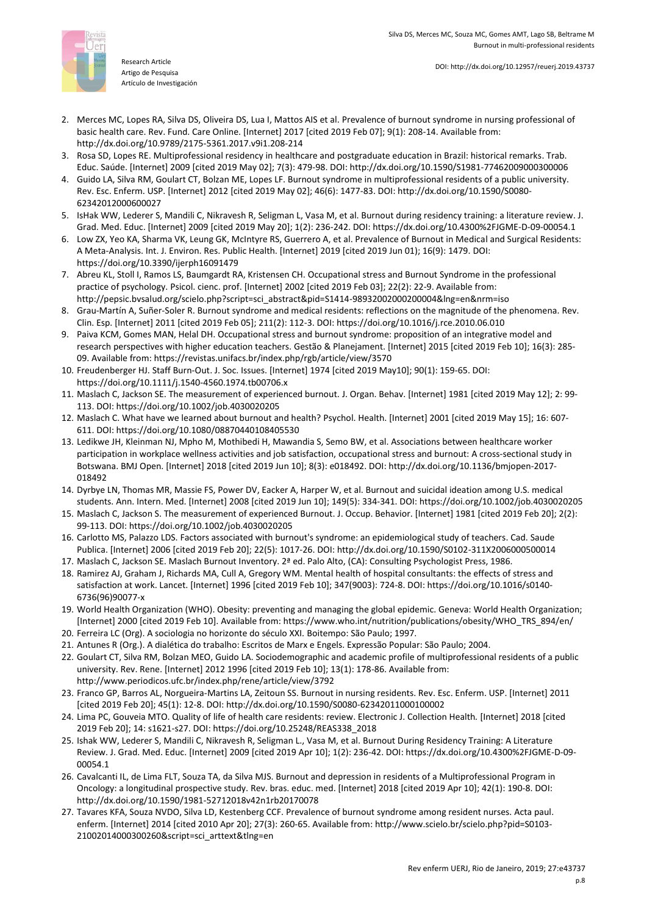2. Merces MC, Lopes RA, Silva DS, Oliveira DS, Lua I, Mattos AIS et al. Prevalence of burnout syndrome in nursing professional of basic health care. Rev. Fund. Care Online. [Internet] 2017 [cited 2019 Feb 07]; 9(1): 208-14. Available from: http://dx.doi.org/10.9789/2175-5361.2017.v9i1.208-214
3. Rosa SD, Lopes RE. Multiprofessional residency in healthcare and postgraduate education in Brazil: historical remarks. Trab. Educ. Saúde. [Internet] 2009 [cited 2019 May 02]; 7(3): 479-98. DOI: http://dx.doi.org/10.1590/S1981-77462009000300006
4. Guido LA, Silva RM, Goulart CT, Bolzan ME, Lopes LF. Burnout syndrome in multiprofessional residents of a public university. Rev. Esc. Enferm. USP. [Internet] 2012 [cited 2019 May 02]; 46(6): 1477-83. DOI: http://dx.doi.org/10.1590/S0080-62342012000600027
5. IsHak WW, Lederer S, Mandili C, Nikravesh R, Seligman L, Vasa M, et al. Burnout during residency training: a literature review. J. Grad. Med. Educ. [Internet] 2009 [cited 2019 May 20]; 1(2): 236-242. DOI: https://dx.doi.org/10.4300%2FJGME-D-09-00054.1
6. Low ZX, Yeo KA, Sharma VK, Leung GK, McIntyre RS, Guerrero A, et al. Prevalence of Burnout in Medical and Surgical Residents: A Meta-Analysis. Int. J. Environ. Res. Public Health. [Internet] 2019 [cited 2019 Jun 01]; 16(9): 1479. DOI: https://doi.org/10.3390/ijerph16091479
7. Abreu KL, Stoll I, Ramos LS, Baumgardt RA, Kristensen CH. Occupational stress and Burnout Syndrome in the professional practice of psychology. Psicol. cienc. prof. [Internet] 2002 [cited 2019 Feb 03]; 22(2): 22-9. Available from: http://pepsic.bvsalud.org/scielo.php?script=sci_abstract&pid=S1414-98932002000200004&lng=en&nrm=iso
8. Grau-Martín A, Suñer-Soler R. Burnout syndrome and medical residents: reflections on the magnitude of the phenomena. Rev. Clin. Esp. [Internet] 2011 [cited 2019 Feb 05]; 211(2): 112-3. DOI: https://doi.org/10.1016/j.rce.2010.06.010
9. Paiva KCM, Gomes MAN, Helal DH. Occupational stress and burnout syndrome: proposition of an integrative model and research perspectives with higher education teachers. Gestão & Planejament. [Internet] 2015 [cited 2019 Feb 10]; 16(3): 285-09. Available from: https://revistas.unifacs.br/index.php/rgb/article/view/3570
10. Freudenberger HJ. Staff Burn-Out. J. Soc. Issues. [Internet] 1974 [cited 2019 May10]; 90(1): 159-65. DOI: https://doi.org/10.1111/j.1540-4560.1974.tb00706.x
11. Maslach C, Jackson SE. The measurement of experienced burnout. J. Organ. Behav. [Internet] 1981 [cited 2019 May 12]; 2: 99-113. DOI: https://doi.org/10.1002/job.4030020205
12. Maslach C. What have we learned about burnout and health? Psychol. Health. [Internet] 2001 [cited 2019 May 15]; 16: 607-611. DOI: https://doi.org/10.1080/08870440108405530
13. Ledikwe JH, Kleinman NJ, Mpho M, Mothibedi H, Mawandia S, Semo BW, et al. Associations between healthcare worker participation in workplace wellness activities and job satisfaction, occupational stress and burnout: A cross-sectional study in Botswana. BMJ Open. [Internet] 2018 [cited 2019 Jun 10]; 8(3): e018492. DOI: http://dx.doi.org/10.1136/bmjopen-2017-018492
14. Dyrbye LN, Thomas MR, Massie FS, Power DV, Eacker A, Harper W, et al. Burnout and suicidal ideation among U.S. medical students. Ann. Intern. Med. [Internet] 2008 [cited 2019 Jun 10]; 149(5): 334-341. DOI: https://doi.org/10.1002/job.4030020205
15. Maslach C, Jackson S. The measurement of experienced Burnout. J. Occup. Behavior. [Internet] 1981 [cited 2019 Feb 20]; 2(2): 99-113. DOI: https://doi.org/10.1002/job.4030020205
16. Carlotto MS, Palazzo LDS. Factors associated with burnout's syndrome: an epidemiological study of teachers. Cad. Saude Publica. [Internet] 2006 [cited 2019 Feb 20]; 22(5): 1017-26. DOI: http://dx.doi.org/10.1590/S0102-311X2006000500014
17. Maslach C, Jackson SE. Maslach Burnout Inventory. 2ª ed. Palo Alto, (CA): Consulting Psychologist Press, 1986.
18. Ramirez AJ, Graham J, Richards MA, Cull A, Gregory WM. Mental health of hospital consultants: the effects of stress and satisfaction at work. Lancet. [Internet] 1996 [cited 2019 Feb 10]; 347(9003): 724-8. DOI: https://doi.org/10.1016/s0140-6736(96)90077-x
19. World Health Organization (WHO). Obesity: preventing and managing the global epidemic. Geneva: World Health Organization; [Internet] 2000 [cited 2019 Feb 10]. Available from: https://www.who.int/nutrition/publications/obesity/WHO_TRS_894/en/
20. Ferreira LC (Org). A sociologia no horizonte do século XXI. Boitempo: São Paulo; 1997.
21. Antunes R (Org.). A dialética do trabalho: Escritos de Marx e Engels. Expressão Popular: São Paulo; 2004.
22. Goulart CT, Silva RM, Bolzan MEO, Guido LA. Sociodemographic and academic profile of multiprofessional residents of a public university. Rev. Rene. [Internet] 2012 1996 [cited 2019 Feb 10]; 13(1): 178-86. Available from: http://www.periodicos.ufc.br/index.php/rene/article/view/3792
23. Franco GP, Barros AL, Norgueira-Martins LA, Zeitoun SS. Burnout in nursing residents. Rev. Esc. Enferm. USP. [Internet] 2011 [cited 2019 Feb 20]; 45(1): 12-8. DOI: http://dx.doi.org/10.1590/S0080-62342011000100002
24. Lima PC, Gouveia MTO. Quality of life of health care residents: review. Electronic J. Collection Health. [Internet] 2018 [cited 2019 Feb 20]; 14: s1621-s27. DOI: https://doi.org/10.25248/REAS338_2018
25. Ishak WW, Lederer S, Mandili C, Nikravesh R, Seligman L., Vasa M, et al. Burnout During Residency Training: A Literature Review. J. Grad. Med. Educ. [Internet] 2009 [cited 2019 Apr 10]; 1(2): 236-42. DOI: https://dx.doi.org/10.4300%2FJGME-D-09-00054.1
26. Cavalcanti IL, de Lima FLT, Souza TA, da Silva MJS. Burnout and depression in residents of a Multiprofessional Program in Oncology: a longitudinal prospective study. Rev. bras. educ. med. [Internet] 2018 [cited 2019 Apr 10]; 42(1): 190-8. DOI: http://dx.doi.org/10.1590/1981-52712018v42n1rb20170078
27. Tavares KFA, Souza NVDO, Silva LD, Kestenberg CCF. Prevalence of burnout syndrome among resident nurses. Acta paul. enferm. [Internet] 2014 [cited 2010 Apr 20]; 27(3): 260-65. Available from: http://www.scielo.br/scielo.php?pid=S0103-21002014000300260&script=sci_arttext&tlng=en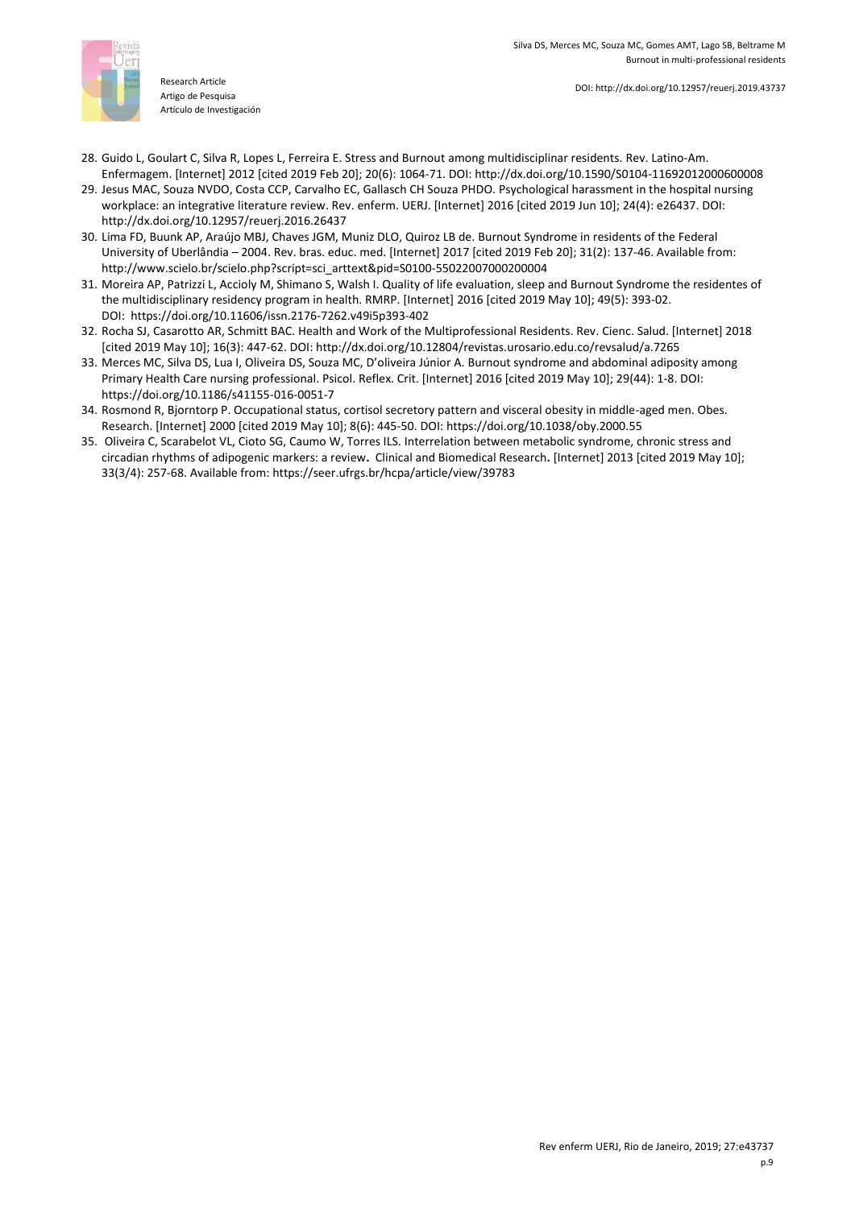28. Guido L, Goulart C, Silva R, Lopes L, Ferreira E. Stress and Burnout among multidisciplinar residents. Rev. Latino-Am. Enfermagem. [Internet] 2012 [cited 2019 Feb 20]; 20(6): 1064-71. DOI: http://dx.doi.org/10.1590/S0104-11692012000600008
29. Jesus MAC, Souza NVDO, Costa CCP, Carvalho EC, Gallasch CH Souza PHDO. Psychological harassment in the hospital nursing workplace: an integrative literature review. Rev. enferm. UERJ. [Internet] 2016 [cited 2019 Jun 10]; 24(4): e26437. DOI: http://dx.doi.org/10.12957/reuerj.2016.26437
30. Lima FD, Buunk AP, Araújo MBJ, Chaves JGM, Muniz DLO, Quiroz LB de. Burnout Syndrome in residents of the Federal University of Uberlândia – 2004. Rev. bras. educ. med. [Internet] 2017 [cited 2019 Feb 20]; 31(2): 137-46. Available from: http://www.scielo.br/scielo.php?script=sci_arttext&pid=S0100-55022007000200004
31. Moreira AP, Patrizzi L, Accioly M, Shimano S, Walsh I. Quality of life evaluation, sleep and Burnout Syndrome the residentes of the multidisciplinary residency program in health. RMRP. [Internet] 2016 [cited 2019 May 10]; 49(5): 393-02. DOI: https://doi.org/10.11606/issn.2176-7262.v49i5p393-402
32. Rocha SJ, Casarotto AR, Schmitt BAC. Health and Work of the Multiprofessional Residents. Rev. Cienc. Salud. [Internet] 2018 [cited 2019 May 10]; 16(3): 447-62. DOI: http://dx.doi.org/10.12804/revistas.urosario.edu.co/revsalud/a.7265
33. Merces MC, Silva DS, Lua I, Oliveira DS, Souza MC, D'oliveira Júnior A. Burnout syndrome and abdominal adiposity among Primary Health Care nursing professional. Psicol. Reflex. Crit. [Internet] 2016 [cited 2019 May 10]; 29(44): 1-8. DOI: https://doi.org/10.1186/s41155-016-0051-7
34. Rosmond R, Bjorntorp P. Occupational status, cortisol secretory pattern and visceral obesity in middle-aged men. Obes. Research. [Internet] 2000 [cited 2019 May 10]; 8(6): 445-50. DOI: https://doi.org/10.1038/oby.2000.55
35. Oliveira C, Scarabelot VL, Cioto SG, Caumo W, Torres ILS. Interrelation between metabolic syndrome, chronic stress and circadian rhythms of adipogenic markers: a review. Clinical and Biomedical Research. [Internet] 2013 [cited 2019 May 10]; 33(3/4): 257-68. Available from: https://seer.ufrgs.br/hcpa/article/view/39783